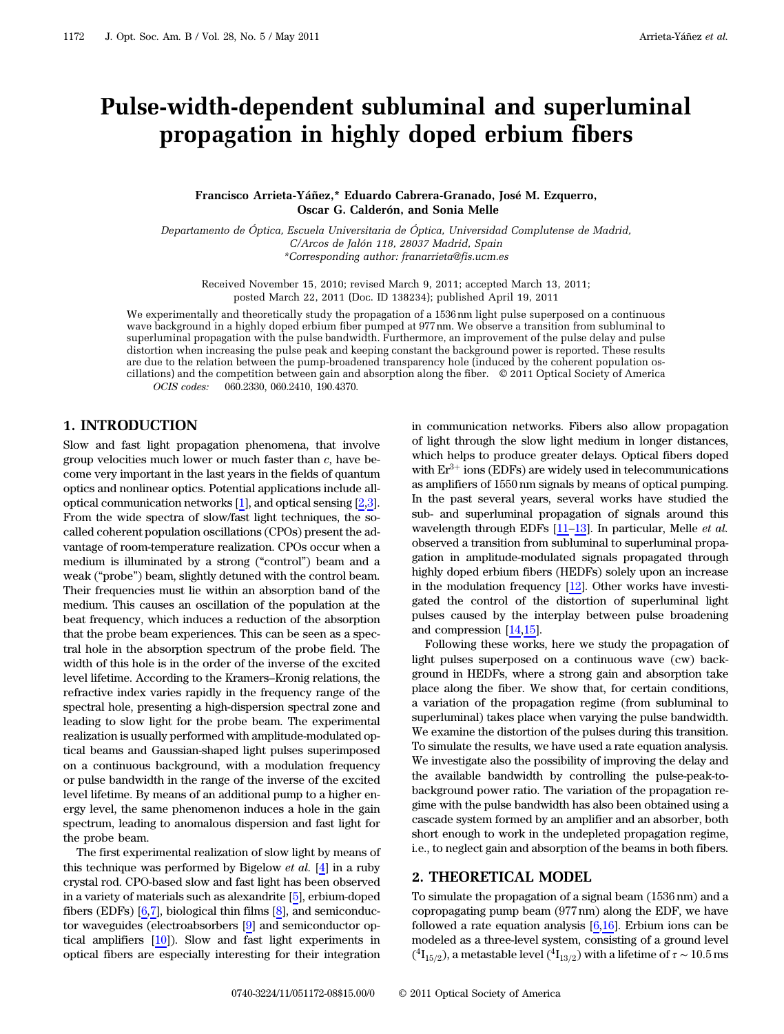# Pulse-width-dependent subluminal and superluminal propagation in highly doped erbium fibers

**Francisco Arrieta-Yáñez,* Eduardo Cabrera-Granado, José M. Ezquerro, Oscar G. Calderón, and Sonia Melle**

*Departamento de Óptica, Escuela Universitaria de Óptica, Universidad Complutense de Madrid, C/Arcos de Jalón 118, 28037 Madrid, Spain*
*\*Corresponding author: franarrieta@fis.ucm.es*

Received November 15, 2010; revised March 9, 2011; accepted March 13, 2011; posted March 22, 2011 (Doc. ID 138234); published April 19, 2011

We experimentally and theoretically study the propagation of a 1536 nm light pulse superposed on a continuous wave background in a highly doped erbium fiber pumped at 977 nm. We observe a transition from subluminal to superluminal propagation with the pulse bandwidth. Furthermore, an improvement of the pulse delay and pulse distortion when increasing the pulse peak and keeping constant the background power is reported. These results are due to the relation between the pump-broadened transparency hole (induced by the coherent population oscillations) and the competition between gain and absorption along the fiber. © 2011 Optical Society of America

*OCIS codes:* 060.2330, 060.2410, 190.4370.

## 1. INTRODUCTION

Slow and fast light propagation phenomena, that involve group velocities much lower or much faster than $c$, have become very important in the last years in the fields of quantum optics and nonlinear optics. Potential applications include all-optical communication networks [1], and optical sensing [2,3]. From the wide spectra of slow/fast light techniques, the so-called coherent population oscillations (CPOs) present the advantage of room-temperature realization. CPOs occur when a medium is illuminated by a strong ("control") beam and a weak ("probe") beam, slightly detuned with the control beam. Their frequencies must lie within an absorption band of the medium. This causes an oscillation of the population at the beat frequency, which induces a reduction of the absorption that the probe beam experiences. This can be seen as a spectral hole in the absorption spectrum of the probe field. The width of this hole is in the order of the inverse of the excited level lifetime. According to the Kramers–Kronig relations, the refractive index varies rapidly in the frequency range of the spectral hole, presenting a high-dispersion spectral zone and leading to slow light for the probe beam. The experimental realization is usually performed with amplitude-modulated optical beams and Gaussian-shaped light pulses superimposed on a continuous background, with a modulation frequency or pulse bandwidth in the range of the inverse of the excited level lifetime. By means of an additional pump to a higher energy level, the same phenomenon induces a hole in the gain spectrum, leading to anomalous dispersion and fast light for the probe beam.

The first experimental realization of slow light by means of this technique was performed by Bigelow *et al.* [4] in a ruby crystal rod. CPO-based slow and fast light has been observed in a variety of materials such as alexandrite [5], erbium-doped fibers (EDFs) [6,7], biological thin films [8], and semiconductor waveguides (electroabsorbers [9] and semiconductor optical amplifiers [10]). Slow and fast light experiments in optical fibers are especially interesting for their integration in communication networks. Fibers also allow propagation of light through the slow light medium in longer distances, which helps to produce greater delays. Optical fibers doped with $Er^{3+}$ ions (EDFs) are widely used in telecommunications as amplifiers of 1550 nm signals by means of optical pumping. In the past several years, several works have studied the sub- and superluminal propagation of signals around this wavelength through EDFs [11–13]. In particular, Melle *et al.* observed a transition from subluminal to superluminal propagation in amplitude-modulated signals propagated through highly doped erbium fibers (HEDFs) solely upon an increase in the modulation frequency [12]. Other works have investigated the control of the distortion of superluminal light pulses caused by the interplay between pulse broadening and compression [14,15].

Following these works, here we study the propagation of light pulses superposed on a continuous wave (cw) background in HEDFs, where a strong gain and absorption take place along the fiber. We show that, for certain conditions, a variation of the propagation regime (from subluminal to superluminal) takes place when varying the pulse bandwidth. We examine the distortion of the pulses during this transition. To simulate the results, we have used a rate equation analysis. We investigate also the possibility of improving the delay and the available bandwidth by controlling the pulse-peak-to-background power ratio. The variation of the propagation regime with the pulse bandwidth has also been obtained using a cascade system formed by an amplifier and an absorber, both short enough to work in the undepleted propagation regime, i.e., to neglect gain and absorption of the beams in both fibers.

## 2. THEORETICAL MODEL

To simulate the propagation of a signal beam (1536 nm) and a copropagating pump beam (977 nm) along the EDF, we have followed a rate equation analysis [6,16]. Erbium ions can be modeled as a three-level system, consisting of a ground level ($^4I_{15/2}$), a metastable level ($^4I_{13/2}$) with a lifetime of $\tau \sim 10.5$ ms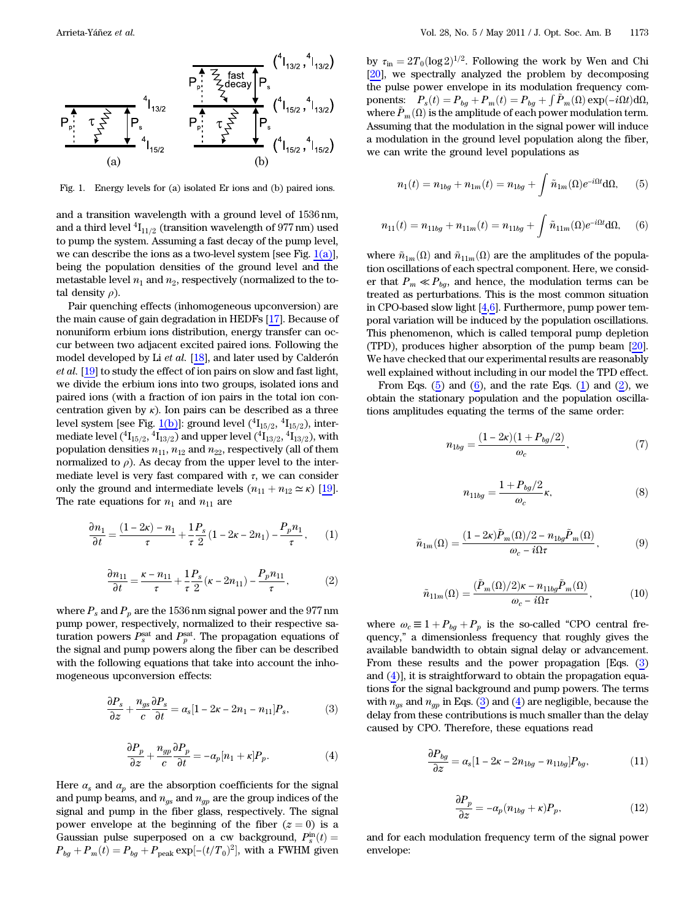Fig. 1. Energy levels for (a) isolated Er ions and (b) paired ions.

and a transition wavelength with a ground level of 1536 nm, and a third level $^4I_{11/2}$ (transition wavelength of 977 nm) used to pump the system. Assuming a fast decay of the pump level, we can describe the ions as a two-level system [see Fig. 1(a)], being the population densities of the ground level and the metastable level $n_1$ and $n_2$, respectively (normalized to the total density $\rho$).

Pair quenching effects (inhomogeneous upconversion) are the main cause of gain degradation in HEDFs [17]. Because of nonuniform erbium ions distribution, energy transfer can occur between two adjacent excited paired ions. Following the model developed by Li *et al.* [18], and later used by Calderón *et al.* [19] to study the effect of ion pairs on slow and fast light, we divide the erbium ions into two groups, isolated ions and paired ions (with a fraction of ion pairs in the total ion concentration given by $\kappa$). Ion pairs can be described as a three level system [see Fig. 1(b)]: ground level ($^4I_{15/2}$, $^4I_{15/2}$), intermediate level ($^4I_{15/2}$, $^4I_{13/2}$) and upper level ($^4I_{13/2}$, $^4I_{13/2}$), with population densities $n_{11}$, $n_{12}$ and $n_{22}$, respectively (all of them normalized to $\rho$). As decay from the upper level to the intermediate level is very fast compared with $\tau$, we can consider only the ground and intermediate levels ($n_{11} + n_{12} \simeq \kappa$) [19]. The rate equations for $n_1$ and $n_{11}$ are

$$\frac{\partial n_1}{\partial t} = \frac{(1-2\kappa) - n_1}{\tau} + \frac{1}{\tau}\frac{P_s}{2}(1 - 2\kappa - 2n_1) - \frac{P_p n_1}{\tau}, \quad (1)$$

$$\frac{\partial n_{11}}{\partial t} = \frac{\kappa - n_{11}}{\tau} + \frac{1}{\tau}\frac{P_s}{2}(\kappa - 2n_{11}) - \frac{P_p n_{11}}{\tau}, \quad (2)$$

where $P_s$ and $P_p$ are the 1536 nm signal power and the 977 nm pump power, respectively, normalized to their respective saturation powers $P_s^{\rm sat}$ and $P_p^{\rm sat}$. The propagation equations of the signal and pump powers along the fiber can be described with the following equations that take into account the inhomogeneous upconversion effects:

$$\frac{\partial P_s}{\partial z} + \frac{n_{gs}}{c}\frac{\partial P_s}{\partial t} = \alpha_s[1 - 2\kappa - 2n_1 - n_{11}]P_s, \quad (3)$$

$$\frac{\partial P_p}{\partial z} + \frac{n_{gp}}{c}\frac{\partial P_p}{\partial t} = -\alpha_p[n_1 + \kappa]P_p. \quad (4)$$

Here $\alpha_s$ and $\alpha_p$ are the absorption coefficients for the signal and pump beams, and $n_{gs}$ and $n_{gp}$ are the group indices of the signal and pump in the fiber glass, respectively. The signal power envelope at the beginning of the fiber ($z = 0$) is a Gaussian pulse superposed on a cw background, $P_s^{\rm in}(t) = P_{bg} + P_m(t) = P_{bg} + P_{\rm peak}\exp[-(t/T_0)^2]$, with a FWHM given by $\tau_{\rm in} = 2T_0(\log 2)^{1/2}$. Following the work by Wen and Chi [20], we spectrally analyzed the problem by decomposing the pulse power envelope in its modulation frequency components: $P_s(t) = P_{bg} + P_m(t) = P_{bg} + \int \tilde{P}_m(\Omega)\exp(-i\Omega t)d\Omega$, where $\tilde{P}_m(\Omega)$ is the amplitude of each power modulation term. Assuming that the modulation in the signal power will induce a modulation in the ground level population along the fiber, we can write the ground level populations as

$$n_1(t) = n_{1bg} + n_{1m}(t) = n_{1bg} + \int \tilde{n}_{1m}(\Omega)e^{-i\Omega t}d\Omega, \quad (5)$$

$$n_{11}(t) = n_{11bg} + n_{11m}(t) = n_{11bg} + \int \tilde{n}_{11m}(\Omega)e^{-i\Omega t}d\Omega, \quad (6)$$

where $\tilde{n}_{1m}(\Omega)$ and $\tilde{n}_{11m}(\Omega)$ are the amplitudes of the population oscillations of each spectral component. Here, we consider that $P_m \ll P_{bg}$, and hence, the modulation terms can be treated as perturbations. This is the most common situation in CPO-based slow light [4,6]. Furthermore, pump power temporal variation will be induced by the population oscillations. This phenomenon, which is called temporal pump depletion (TPD), produces higher absorption of the pump beam [20]. We have checked that our experimental results are reasonably well explained without including in our model the TPD effect.

From Eqs. (5) and (6), and the rate Eqs. (1) and (2), we obtain the stationary population and the population oscillations amplitudes equating the terms of the same order:

$$n_{1bg} = \frac{(1-2\kappa)(1 + P_{bg}/2)}{\omega_c}, \quad (7)$$

$$n_{11bg} = \frac{1 + P_{bg}/2}{\omega_c}\kappa, \quad (8)$$

$$\tilde{n}_{1m}(\Omega) = \frac{(1-2\kappa)\tilde{P}_m(\Omega)/2 - n_{1bg}\tilde{P}_m(\Omega)}{\omega_c - i\Omega\tau}, \quad (9)$$

$$\tilde{n}_{11m}(\Omega) = \frac{(\tilde{P}_m(\Omega)/2)\kappa - n_{11bg}\tilde{P}_m(\Omega)}{\omega_c - i\Omega\tau}, \quad (10)$$

where $\omega_c \equiv 1 + P_{bg} + P_p$ is the so-called "CPO central frequency," a dimensionless frequency that roughly gives the available bandwidth to obtain signal delay or advancement. From these results and the power propagation [Eqs. (3) and (4)], it is straightforward to obtain the propagation equations for the signal background and pump powers. The terms with $n_{gs}$ and $n_{gp}$ in Eqs. (3) and (4) are negligible, because the delay from these contributions is much smaller than the delay caused by CPO. Therefore, these equations read

$$\frac{\partial P_{bg}}{\partial z} = \alpha_s[1 - 2\kappa - 2n_{1bg} - n_{11bg}]P_{bg}, \quad (11)$$

$$\frac{\partial P_p}{\partial z} = -\alpha_p(n_{1bg} + \kappa)P_p, \quad (12)$$

and for each modulation frequency term of the signal power envelope: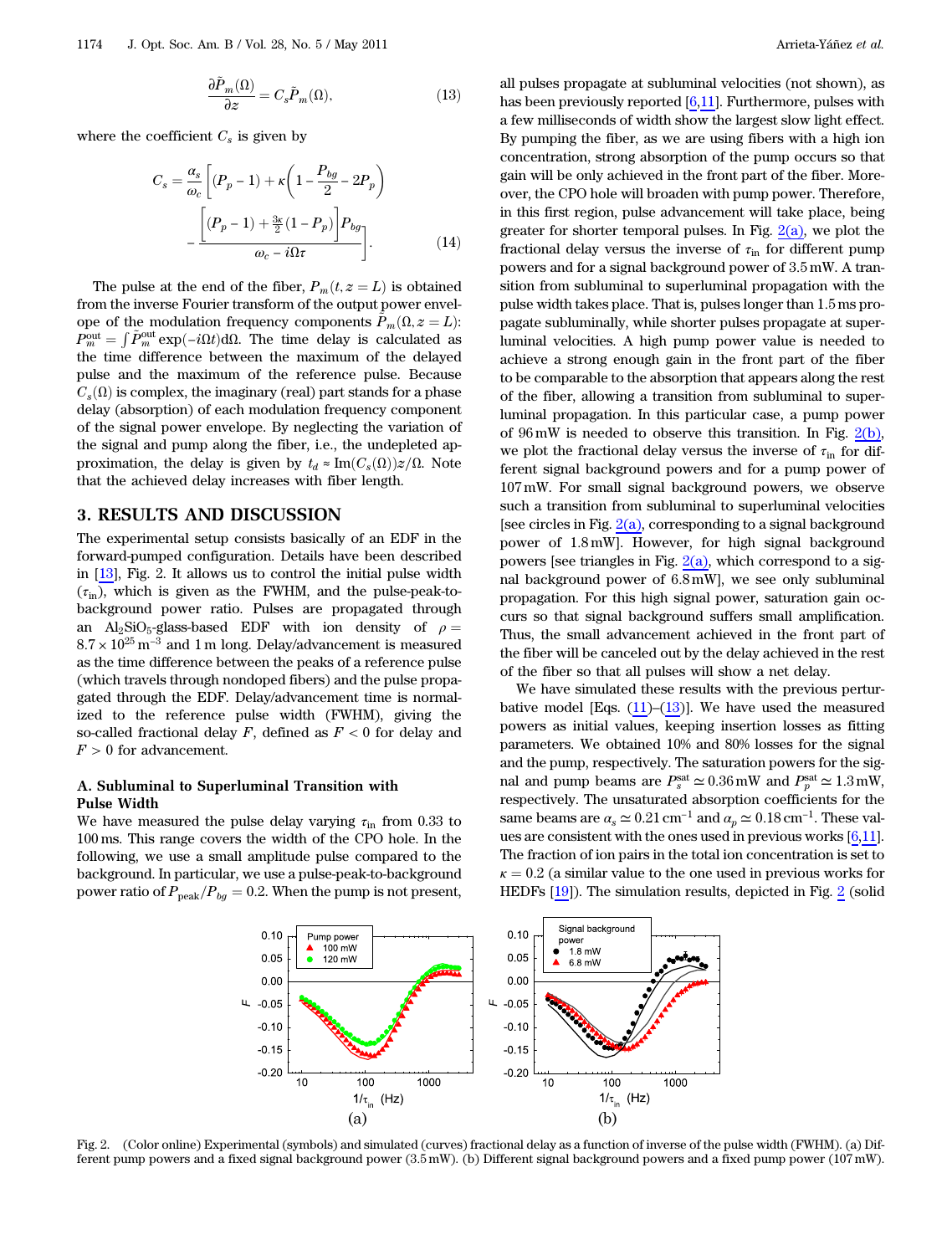$$\frac{\partial \tilde{P}_m(\Omega)}{\partial z} = C_s \tilde{P}_m(\Omega), \tag{13}$$

where the coefficient $C_s$ is given by

$$C_s = \frac{\alpha_s}{\omega_c}\left[(P_p - 1) + \kappa\left(1 - \frac{P_{bg}}{2} - 2P_p\right) - \frac{\left[(P_p - 1) + \frac{3\kappa}{2}(1 - P_p)\right]P_{bg}}{\omega_c - i\Omega\tau}\right]. \tag{14}$$

The pulse at the end of the fiber, $P_m(t, z = L)$ is obtained from the inverse Fourier transform of the output power envelope of the modulation frequency components $\tilde{P}_m(\Omega, z = L)$: $P_m^{\text{out}} = \int \tilde{P}_m^{\text{out}} \exp(-i\Omega t)\mathrm{d}\Omega$. The time delay is calculated as the time difference between the maximum of the delayed pulse and the maximum of the reference pulse. Because $C_s(\Omega)$ is complex, the imaginary (real) part stands for a phase delay (absorption) of each modulation frequency component of the signal power envelope. By neglecting the variation of the signal and pump along the fiber, i.e., the undepleted approximation, the delay is given by $t_d \approx \mathrm{Im}(C_s(\Omega))z/\Omega$. Note that the achieved delay increases with fiber length.

## 3. RESULTS AND DISCUSSION

The experimental setup consists basically of an EDF in the forward-pumped configuration. Details have been described in [13], Fig. 2. It allows us to control the initial pulse width ($\tau_{\text{in}}$), which is given as the FWHM, and the pulse-peak-to-background power ratio. Pulses are propagated through an $Al_2SiO_5$-glass-based EDF with ion density of $\rho = 8.7 \times 10^{25}\,\text{m}^{-3}$ and 1 m long. Delay/advancement is measured as the time difference between the peaks of a reference pulse (which travels through nondoped fibers) and the pulse propagated through the EDF. Delay/advancement time is normalized to the reference pulse width (FWHM), giving the so-called fractional delay $F$, defined as $F < 0$ for delay and $F > 0$ for advancement.

### A. Subluminal to Superluminal Transition with Pulse Width

We have measured the pulse delay varying $\tau_{\text{in}}$ from 0.33 to 100 ms. This range covers the width of the CPO hole. In the following, we use a small amplitude pulse compared to the background. In particular, we use a pulse-peak-to-background power ratio of $P_{\text{peak}}/P_{bg} = 0.2$. When the pump is not present, all pulses propagate at subluminal velocities (not shown), as has been previously reported [6,11]. Furthermore, pulses with a few milliseconds of width show the largest slow light effect. By pumping the fiber, as we are using fibers with a high ion concentration, strong absorption of the pump occurs so that gain will be only achieved in the front part of the fiber. Moreover, the CPO hole will broaden with pump power. Therefore, in this first region, pulse advancement will take place, being greater for shorter temporal pulses. In Fig. 2(a), we plot the fractional delay versus the inverse of $\tau_{\text{in}}$ for different pump powers and for a signal background power of 3.5 mW. A transition from subluminal to superluminal propagation with the pulse width takes place. That is, pulses longer than 1.5 ms propagate subluminally, while shorter pulses propagate at superluminal velocities. A high pump power value is needed to achieve a strong enough gain in the front part of the fiber to be comparable to the absorption that appears along the rest of the fiber, allowing a transition from subluminal to superluminal propagation. In this particular case, a pump power of 96 mW is needed to observe this transition. In Fig. 2(b), we plot the fractional delay versus the inverse of $\tau_{\text{in}}$ for different signal background powers and for a pump power of 107 mW. For small signal background powers, we observe such a transition from subluminal to superluminal velocities [see circles in Fig. 2(a), corresponding to a signal background power of 1.8 mW]. However, for high signal background powers [see triangles in Fig. 2(a), which correspond to a signal background power of 6.8 mW], we see only subluminal propagation. For this high signal power, saturation gain occurs so that signal background suffers small amplification. Thus, the small advancement achieved in the front part of the fiber will be canceled out by the delay achieved in the rest of the fiber so that all pulses will show a net delay.

We have simulated these results with the previous perturbative model [Eqs. (11)–(13)]. We have used the measured powers as initial values, keeping insertion losses as fitting parameters. We obtained 10% and 80% losses for the signal and the pump, respectively. The saturation powers for the signal and pump beams are $P_s^{\text{sat}} \simeq 0.36\,\text{mW}$ and $P_p^{\text{sat}} \simeq 1.3\,\text{mW}$, respectively. The unsaturated absorption coefficients for the same beams are $\alpha_s \simeq 0.21\,\text{cm}^{-1}$ and $\alpha_p \simeq 0.18\,\text{cm}^{-1}$. These values are consistent with the ones used in previous works [6,11]. The fraction of ion pairs in the total ion concentration is set to $\kappa = 0.2$ (a similar value to the one used in previous works for HEDFs [19]). The simulation results, depicted in Fig. 2 (solid

Fig. 2. (Color online) Experimental (symbols) and simulated (curves) fractional delay as a function of inverse of the pulse width (FWHM). (a) Different pump powers and a fixed signal background power (3.5 mW). (b) Different signal background powers and a fixed pump power (107 mW).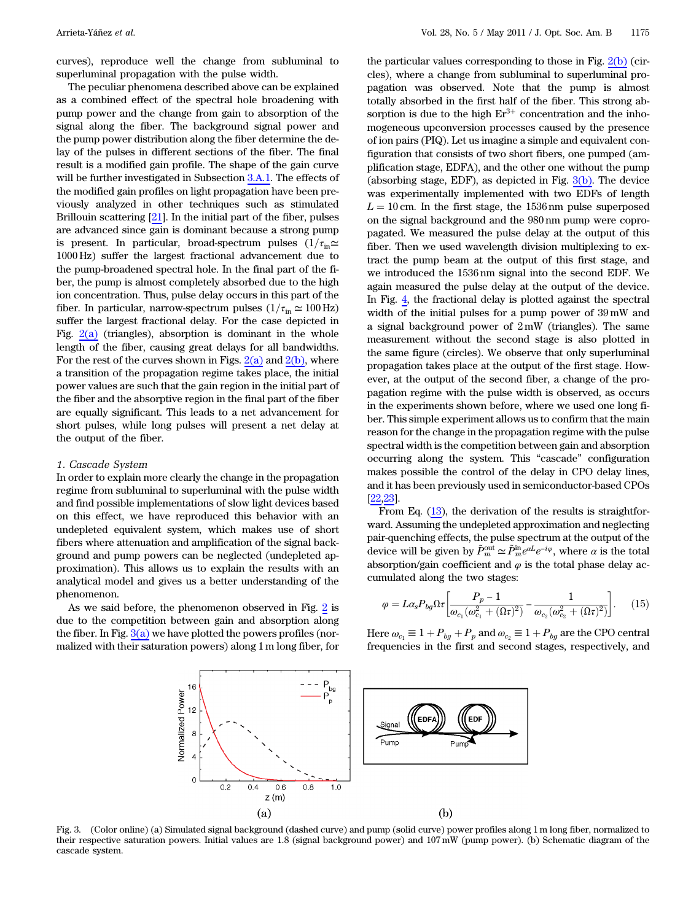curves), reproduce well the change from subluminal to superluminal propagation with the pulse width.

The peculiar phenomena described above can be explained as a combined effect of the spectral hole broadening with pump power and the change from gain to absorption of the signal along the fiber. The background signal power and the pump power distribution along the fiber determine the delay of the pulses in different sections of the fiber. The final result is a modified gain profile. The shape of the gain curve will be further investigated in Subsection 3.A.1. The effects of the modified gain profiles on light propagation have been previously analyzed in other techniques such as stimulated Brillouin scattering [21]. In the initial part of the fiber, pulses are advanced since gain is dominant because a strong pump is present. In particular, broad-spectrum pulses ($1/\tau_{in} \simeq 1000\,\text{Hz}$) suffer the largest fractional advancement due to the pump-broadened spectral hole. In the final part of the fiber, the pump is almost completely absorbed due to the high ion concentration. Thus, pulse delay occurs in this part of the fiber. In particular, narrow-spectrum pulses ($1/\tau_{in} \simeq 100\,\text{Hz}$) suffer the largest fractional delay. For the case depicted in Fig. 2(a) (triangles), absorption is dominant in the whole length of the fiber, causing great delays for all bandwidths. For the rest of the curves shown in Figs. 2(a) and 2(b), where a transition of the propagation regime takes place, the initial power values are such that the gain region in the initial part of the fiber and the absorptive region in the final part of the fiber are equally significant. This leads to a net advancement for short pulses, while long pulses will present a net delay at the output of the fiber.

### 1. Cascade System

In order to explain more clearly the change in the propagation regime from subluminal to superluminal with the pulse width and find possible implementations of slow light devices based on this effect, we have reproduced this behavior with an undepleted equivalent system, which makes use of short fibers where attenuation and amplification of the signal background and pump powers can be neglected (undepleted approximation). This allows us to explain the results with an analytical model and gives us a better understanding of the phenomenon.

As we said before, the phenomenon observed in Fig. 2 is due to the competition between gain and absorption along the fiber. In Fig. 3(a) we have plotted the powers profiles (normalized with their saturation powers) along 1 m long fiber, for the particular values corresponding to those in Fig. 2(b) (circles), where a change from subluminal to superluminal propagation was observed. Note that the pump is almost totally absorbed in the first half of the fiber. This strong absorption is due to the high $Er^{3+}$ concentration and the inhomogeneous upconversion processes caused by the presence of ion pairs (PIQ). Let us imagine a simple and equivalent configuration that consists of two short fibers, one pumped (amplification stage, EDFA), and the other one without the pump (absorbing stage, EDF), as depicted in Fig. 3(b). The device was experimentally implemented with two EDFs of length $L = 10\,\text{cm}$. In the first stage, the 1536 nm pulse superposed on the signal background and the 980 nm pump were copropagated. We measured the pulse delay at the output of this fiber. Then we used wavelength division multiplexing to extract the pump beam at the output of this first stage, and we introduced the 1536 nm signal into the second EDF. We again measured the pulse delay at the output of the device. In Fig. 4, the fractional delay is plotted against the spectral width of the initial pulses for a pump power of 39 mW and a signal background power of 2 mW (triangles). The same measurement without the second stage is also plotted in the same figure (circles). We observe that only superluminal propagation takes place at the output of the first stage. However, at the output of the second fiber, a change of the propagation regime with the pulse width is observed, as occurs in the experiments shown before, where we used one long fiber. This simple experiment allows us to confirm that the main reason for the change in the propagation regime with the pulse spectral width is the competition between gain and absorption occurring along the system. This "cascade" configuration makes possible the control of the delay in CPO delay lines, and it has been previously used in semiconductor-based CPOs [22,23].

From Eq. (13), the derivation of the results is straightforward. Assuming the undepleted approximation and neglecting pair-quenching effects, the pulse spectrum at the output of the device will be given by $\tilde{P}_m^{\text{out}} \simeq \tilde{P}_m^{\text{in}} e^{\alpha L} e^{-i\varphi}$, where $\alpha$ is the total absorption/gain coefficient and $\varphi$ is the total phase delay accumulated along the two stages:

$$\varphi = L\alpha_s P_{bg} \Omega\tau \left[ \frac{P_p - 1}{\omega_{c_1}(\omega_{c_1}^2 + (\Omega\tau)^2)} - \frac{1}{\omega_{c_2}(\omega_{c_2}^2 + (\Omega\tau)^2)} \right]. \quad (15)$$

Here $\omega_{c_1} \equiv 1 + P_{bg} + P_p$ and $\omega_{c_2} \equiv 1 + P_{bg}$ are the CPO central frequencies in the first and second stages, respectively, and

Fig. 3. (Color online) (a) Simulated signal background (dashed curve) and pump (solid curve) power profiles along 1 m long fiber, normalized to their respective saturation powers. Initial values are 1.8 (signal background power) and 107 mW (pump power). (b) Schematic diagram of the cascade system.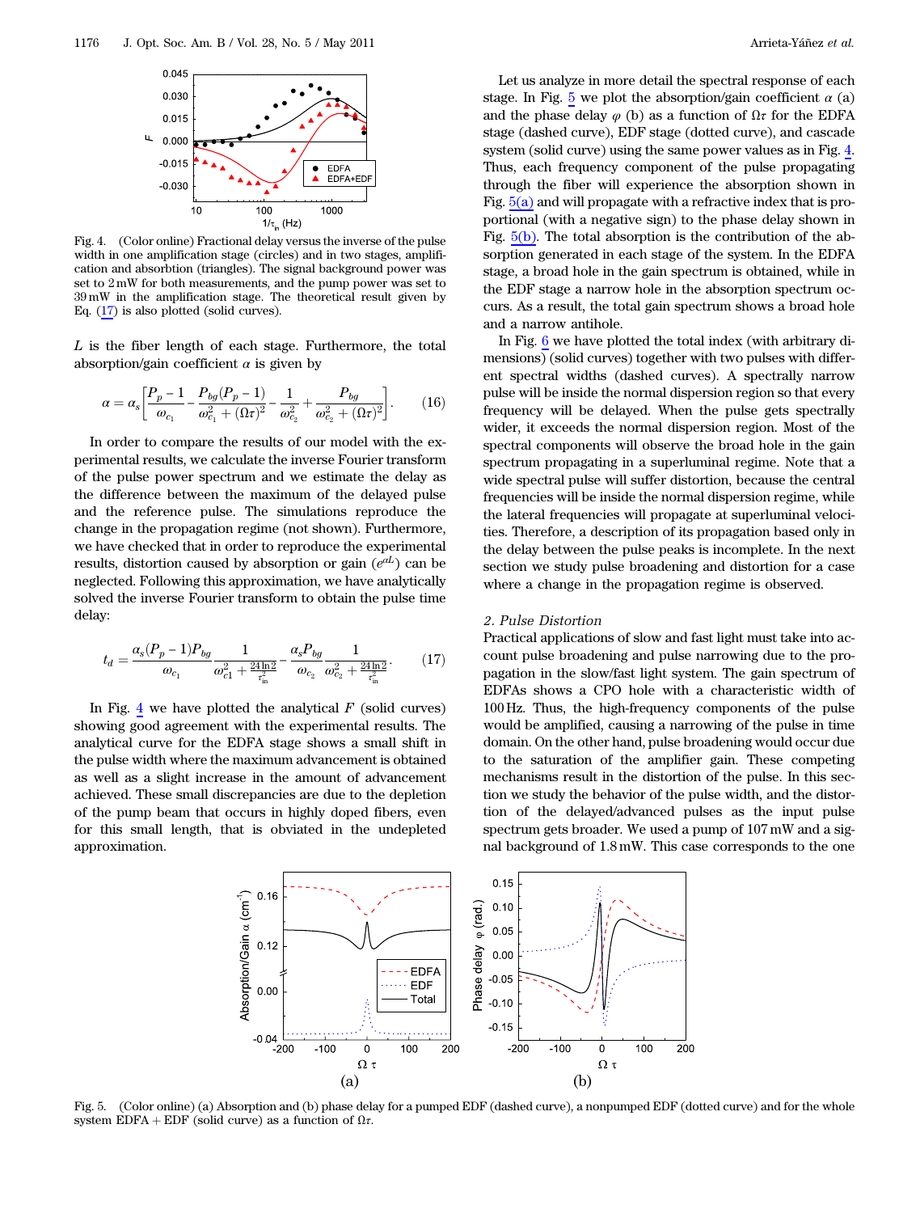0.045
0.030
0.015
0.000
-0.015
-0.030
F
10
100
1000
$1/\tau_{in}$ (Hz)
EDFA
EDFA+EDF

Fig. 4. (Color online) Fractional delay versus the inverse of the pulse width in one amplification stage (circles) and in two stages, amplification and absorbtion (triangles). The signal background power was set to 2 mW for both measurements, and the pump power was set to 39 mW in the amplification stage. The theoretical result given by Eq. (17) is also plotted (solid curves).

$L$ is the fiber length of each stage. Furthermore, the total absorption/gain coefficient $\alpha$ is given by

$$\alpha = \alpha_s \left[ \frac{P_p - 1}{\omega_{c_1}} - \frac{P_{bg}(P_p - 1)}{\omega_{c_1}^2 + (\Omega\tau)^2} - \frac{1}{\omega_{c_2}^2} + \frac{P_{bg}}{\omega_{c_2}^2 + (\Omega\tau)^2} \right]. \quad (16)$$

In order to compare the results of our model with the experimental results, we calculate the inverse Fourier transform of the pulse power spectrum and we estimate the delay as the difference between the maximum of the delayed pulse and the reference pulse. The simulations reproduce the change in the propagation regime (not shown). Furthermore, we have checked that in order to reproduce the experimental results, distortion caused by absorption or gain ($e^{\alpha L}$) can be neglected. Following this approximation, we have analytically solved the inverse Fourier transform to obtain the pulse time delay:

$$t_d = \frac{\alpha_s (P_p - 1) P_{bg}}{\omega_{c_1}} \frac{1}{\omega_{c1}^2 + \frac{24 \ln 2}{\tau_{in}^2}} - \frac{\alpha_s P_{bg}}{\omega_{c_2}} \frac{1}{\omega_{c_2}^2 + \frac{24 \ln 2}{\tau_{in}^2}}. \quad (17)$$

In Fig. 4 we have plotted the analytical $F$ (solid curves) showing good agreement with the experimental results. The analytical curve for the EDFA stage shows a small shift in the pulse width where the maximum advancement is obtained as well as a slight increase in the amount of advancement achieved. These small discrepancies are due to the depletion of the pump beam that occurs in highly doped fibers, even for this small length, that is obviated in the undepleted approximation.

Let us analyze in more detail the spectral response of each stage. In Fig. 5 we plot the absorption/gain coefficient $\alpha$ (a) and the phase delay $\varphi$ (b) as a function of $\Omega\tau$ for the EDFA stage (dashed curve), EDF stage (dotted curve), and cascade system (solid curve) using the same power values as in Fig. 4. Thus, each frequency component of the pulse propagating through the fiber will experience the absorption shown in Fig. 5(a) and will propagate with a refractive index that is proportional (with a negative sign) to the phase delay shown in Fig. 5(b). The total absorption is the contribution of the absorption generated in each stage of the system. In the EDFA stage, a broad hole in the gain spectrum is obtained, while in the EDF stage a narrow hole in the absorption spectrum occurs. As a result, the total gain spectrum shows a broad hole and a narrow antihole.

In Fig. 6 we have plotted the total index (with arbitrary dimensions) (solid curves) together with two pulses with different spectral widths (dashed curves). A spectrally narrow pulse will be inside the normal dispersion region so that every frequency will be delayed. When the pulse gets spectrally wider, it exceeds the normal dispersion region. Most of the spectral components will observe the broad hole in the gain spectrum propagating in a superluminal regime. Note that a wide spectral pulse will suffer distortion, because the central frequencies will be inside the normal dispersion regime, while the lateral frequencies will propagate at superluminal velocities. Therefore, a description of its propagation based only in the delay between the pulse peaks is incomplete. In the next section we study pulse broadening and distortion for a case where a change in the propagation regime is observed.

### 2. Pulse Distortion

Practical applications of slow and fast light must take into account pulse broadening and pulse narrowing due to the propagation in the slow/fast light system. The gain spectrum of EDFAs shows a CPO hole with a characteristic width of 100 Hz. Thus, the high-frequency components of the pulse would be amplified, causing a narrowing of the pulse in time domain. On the other hand, pulse broadening would occur due to the saturation of the amplifier gain. These competing mechanisms result in the distortion of the pulse. In this section we study the behavior of the pulse width, and the distortion of the delayed/advanced pulses as the input pulse spectrum gets broader. We used a pump of 107 mW and a signal background of 1.8 mW. This case corresponds to the one

0.16
0.12
0.00
-0.04
Absorption/Gain α (cm$^{-1}$)
-200
-100
0
100
200
Ω τ
EDFA
EDF
Total
(a)

0.15
0.10
0.05
0.00
-0.05
-0.10
-0.15
Phase delay φ (rad.)
-200
-100
0
100
200
Ω τ
(b)

Fig. 5. (Color online) (a) Absorption and (b) phase delay for a pumped EDF (dashed curve), a nonpumped EDF (dotted curve) and for the whole system EDFA + EDF (solid curve) as a function of $\Omega\tau$.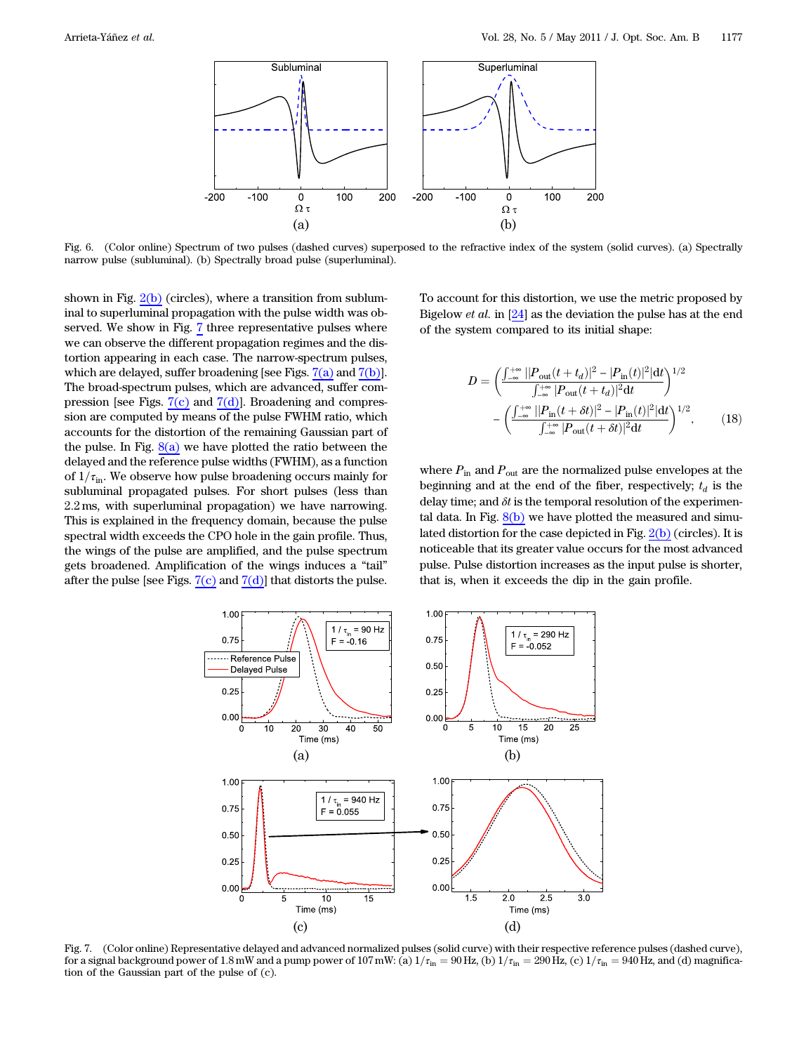Fig. 6. (Color online) Spectrum of two pulses (dashed curves) superposed to the refractive index of the system (solid curves). (a) Spectrally narrow pulse (subluminal). (b) Spectrally broad pulse (superluminal).

shown in Fig. 2(b) (circles), where a transition from subluminal to superluminal propagation with the pulse width was observed. We show in Fig. 7 three representative pulses where we can observe the different propagation regimes and the distortion appearing in each case. The narrow-spectrum pulses, which are delayed, suffer broadening [see Figs. 7(a) and 7(b)]. The broad-spectrum pulses, which are advanced, suffer compression [see Figs. 7(c) and 7(d)]. Broadening and compression are computed by means of the pulse FWHM ratio, which accounts for the distortion of the remaining Gaussian part of the pulse. In Fig. 8(a) we have plotted the ratio between the delayed and the reference pulse widths (FWHM), as a function of $1/\tau_{\text{in}}$. We observe how pulse broadening occurs mainly for subluminal propagated pulses. For short pulses (less than 2.2 ms, with superluminal propagation) we have narrowing. This is explained in the frequency domain, because the pulse spectral width exceeds the CPO hole in the gain profile. Thus, the wings of the pulse are amplified, and the pulse spectrum gets broadened. Amplification of the wings induces a "tail" after the pulse [see Figs. 7(c) and 7(d)] that distorts the pulse.

To account for this distortion, we use the metric proposed by Bigelow *et al.* in [24] as the deviation the pulse has at the end of the system compared to its initial shape:

$$D = \left( \frac{\int_{-\infty}^{+\infty} ||P_{\text{out}}(t+t_d)|^2 - |P_{\text{in}}(t)|^2| \mathrm{d}t}{\int_{-\infty}^{+\infty} |P_{\text{out}}(t+t_d)|^2 \mathrm{d}t} \right)^{1/2} - \left( \frac{\int_{-\infty}^{+\infty} ||P_{\text{in}}(t+\delta t)|^2 - |P_{\text{in}}(t)|^2| \mathrm{d}t}{\int_{-\infty}^{+\infty} |P_{\text{out}}(t+\delta t)|^2 \mathrm{d}t} \right)^{1/2}, \tag{18}$$

where $P_{\text{in}}$ and $P_{\text{out}}$ are the normalized pulse envelopes at the beginning and at the end of the fiber, respectively; $t_d$ is the delay time; and $\delta t$ is the temporal resolution of the experimental data. In Fig. 8(b) we have plotted the measured and simulated distortion for the case depicted in Fig. 2(b) (circles). It is noticeable that its greater value occurs for the most advanced pulse. Pulse distortion increases as the input pulse is shorter, that is, when it exceeds the dip in the gain profile.

Fig. 7. (Color online) Representative delayed and advanced normalized pulses (solid curve) with their respective reference pulses (dashed curve), for a signal background power of 1.8 mW and a pump power of 107 mW: (a) $1/\tau_{\text{in}} = 90$ Hz, (b) $1/\tau_{\text{in}} = 290$ Hz, (c) $1/\tau_{\text{in}} = 940$ Hz, and (d) magnification of the Gaussian part of the pulse of (c).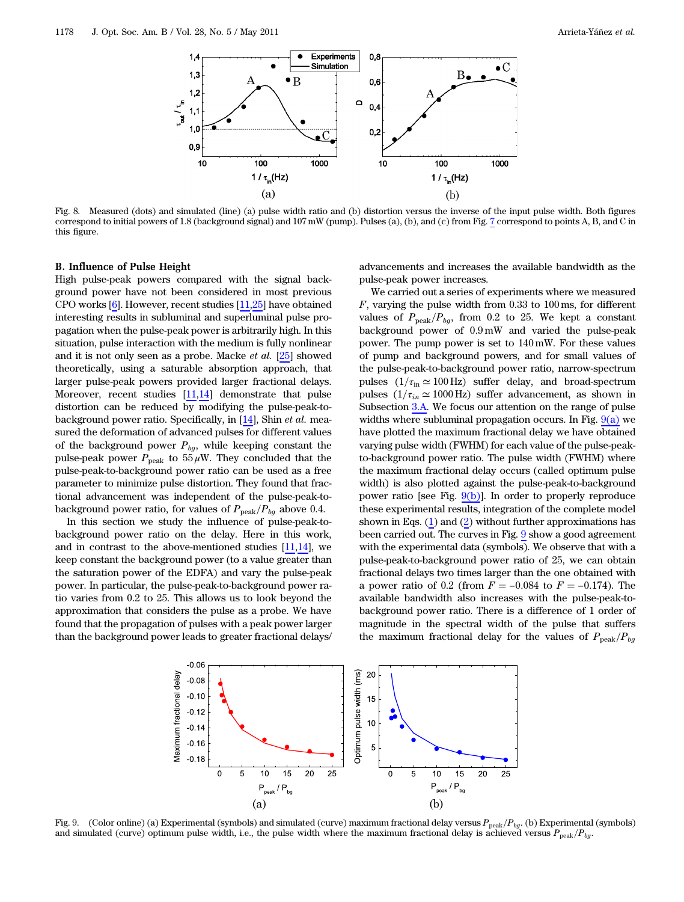Fig. 8. Measured (dots) and simulated (line) (a) pulse width ratio and (b) distortion versus the inverse of the input pulse width. Both figures correspond to initial powers of 1.8 (background signal) and 107 mW (pump). Pulses (a), (b), and (c) from Fig. 7 correspond to points A, B, and C in this figure.

### B. Influence of Pulse Height

High pulse-peak powers compared with the signal background power have not been considered in most previous CPO works [6]. However, recent studies [11,25] have obtained interesting results in subluminal and superluminal pulse propagation when the pulse-peak power is arbitrarily high. In this situation, pulse interaction with the medium is fully nonlinear and it is not only seen as a probe. Macke *et al.* [25] showed theoretically, using a saturable absorption approach, that larger pulse-peak powers provided larger fractional delays. Moreover, recent studies [11,14] demonstrate that pulse distortion can be reduced by modifying the pulse-peak-to-background power ratio. Specifically, in [14], Shin *et al.* measured the deformation of advanced pulses for different values of the background power $P_{bg}$, while keeping constant the pulse-peak power $P_{\text{peak}}$ to $55\,\mu$W. They concluded that the pulse-peak-to-background power ratio can be used as a free parameter to minimize pulse distortion. They found that fractional advancement was independent of the pulse-peak-to-background power ratio, for values of $P_{\text{peak}}/P_{bg}$ above 0.4.

In this section we study the influence of pulse-peak-to-background power ratio on the delay. Here in this work, and in contrast to the above-mentioned studies [11,14], we keep constant the background power (to a value greater than the saturation power of the EDFA) and vary the pulse-peak power. In particular, the pulse-peak-to-background power ratio varies from 0.2 to 25. This allows us to look beyond the approximation that considers the pulse as a probe. We have found that the propagation of pulses with a peak power larger than the background power leads to greater fractional delays/advancements and increases the available bandwidth as the pulse-peak power increases.

We carried out a series of experiments where we measured $F$, varying the pulse width from 0.33 to 100 ms, for different values of $P_{\text{peak}}/P_{bg}$, from 0.2 to 25. We kept a constant background power of 0.9 mW and varied the pulse-peak power. The pump power is set to 140 mW. For these values of pump and background powers, and for small values of the pulse-peak-to-background power ratio, narrow-spectrum pulses ($1/\tau_{\text{in}} \simeq 100$ Hz) suffer delay, and broad-spectrum pulses ($1/\tau_{in} \simeq 1000$ Hz) suffer advancement, as shown in Subsection 3.A. We focus our attention on the range of pulse widths where subluminal propagation occurs. In Fig. 9(a) we have plotted the maximum fractional delay we have obtained varying pulse width (FWHM) for each value of the pulse-peak-to-background power ratio. The pulse width (FWHM) where the maximum fractional delay occurs (called optimum pulse width) is also plotted against the pulse-peak-to-background power ratio [see Fig. 9(b)]. In order to properly reproduce these experimental results, integration of the complete model shown in Eqs. (1) and (2) without further approximations has been carried out. The curves in Fig. 9 show a good agreement with the experimental data (symbols). We observe that with a pulse-peak-to-background power ratio of 25, we can obtain fractional delays two times larger than the one obtained with a power ratio of 0.2 (from $F = -0.084$ to $F = -0.174$). The available bandwidth also increases with the pulse-peak-to-background power ratio. There is a difference of 1 order of magnitude in the spectral width of the pulse that suffers the maximum fractional delay for the values of $P_{\text{peak}}/P_{bg}$

Fig. 9. (Color online) (a) Experimental (symbols) and simulated (curve) maximum fractional delay versus $P_{\text{peak}}/P_{bg}$. (b) Experimental (symbols) and simulated (curve) optimum pulse width, i.e., the pulse width where the maximum fractional delay is achieved versus $P_{\text{peak}}/P_{bg}$.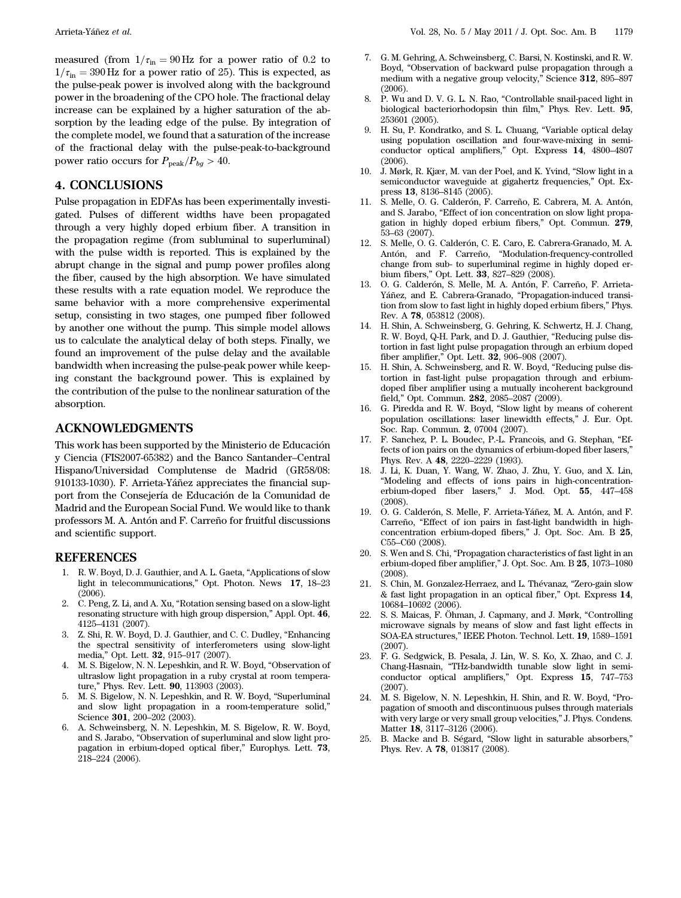measured (from $1/\tau_{in} = 90\,\text{Hz}$ for a power ratio of 0.2 to $1/\tau_{in} = 390\,\text{Hz}$ for a power ratio of 25). This is expected, as the pulse-peak power is involved along with the background power in the broadening of the CPO hole. The fractional delay increase can be explained by a higher saturation of the absorption by the leading edge of the pulse. By integration of the complete model, we found that a saturation of the increase of the fractional delay with the pulse-peak-to-background power ratio occurs for $P_{peak}/P_{bg} > 40$.

## 4. CONCLUSIONS

Pulse propagation in EDFAs has been experimentally investigated. Pulses of different widths have been propagated through a very highly doped erbium fiber. A transition in the propagation regime (from subluminal to superluminal) with the pulse width is reported. This is explained by the abrupt change in the signal and pump power profiles along the fiber, caused by the high absorption. We have simulated these results with a rate equation model. We reproduce the same behavior with a more comprehensive experimental setup, consisting in two stages, one pumped fiber followed by another one without the pump. This simple model allows us to calculate the analytical delay of both steps. Finally, we found an improvement of the pulse delay and the available bandwidth when increasing the pulse-peak power while keeping constant the background power. This is explained by the contribution of the pulse to the nonlinear saturation of the absorption.

## ACKNOWLEDGMENTS

This work has been supported by the Ministerio de Educación y Ciencia (FIS2007-65382) and the Banco Santander–Central Hispano/Universidad Complutense de Madrid (GR58/08: 910133-1030). F. Arrieta-Yáñez appreciates the financial support from the Consejería de Educación de la Comunidad de Madrid and the European Social Fund. We would like to thank professors M. A. Antón and F. Carreño for fruitful discussions and scientific support.

## REFERENCES

1. R. W. Boyd, D. J. Gauthier, and A. L. Gaeta, "Applications of slow light in telecommunications," Opt. Photon. News **17**, 18–23 (2006).
2. C. Peng, Z. Li, and A. Xu, "Rotation sensing based on a slow-light resonating structure with high group dispersion," Appl. Opt. **46**, 4125–4131 (2007).
3. Z. Shi, R. W. Boyd, D. J. Gauthier, and C. C. Dudley, "Enhancing the spectral sensitivity of interferometers using slow-light media," Opt. Lett. **32**, 915–917 (2007).
4. M. S. Bigelow, N. N. Lepeshkin, and R. W. Boyd, "Observation of ultraslow light propagation in a ruby crystal at room temperature," Phys. Rev. Lett. **90**, 113903 (2003).
5. M. S. Bigelow, N. N. Lepeshkin, and R. W. Boyd, "Superluminal and slow light propagation in a room-temperature solid," Science **301**, 200–202 (2003).
6. A. Schweinsberg, N. N. Lepeshkin, M. S. Bigelow, R. W. Boyd, and S. Jarabo, "Observation of superluminal and slow light propagation in erbium-doped optical fiber," Europhys. Lett. **73**, 218–224 (2006).
7. G. M. Gehring, A. Schweinsberg, C. Barsi, N. Kostinski, and R. W. Boyd, "Observation of backward pulse propagation through a medium with a negative group velocity," Science **312**, 895–897 (2006).
8. P. Wu and D. V. G. L. N. Rao, "Controllable snail-paced light in biological bacteriorhodopsin thin film," Phys. Rev. Lett. **95**, 253601 (2005).
9. H. Su, P. Kondratko, and S. L. Chuang, "Variable optical delay using population oscillation and four-wave-mixing in semiconductor optical amplifiers," Opt. Express **14**, 4800–4807 (2006).
10. J. Mørk, R. Kjær, M. van der Poel, and K. Yvind, "Slow light in a semiconductor waveguide at gigahertz frequencies," Opt. Express **13**, 8136–8145 (2005).
11. S. Melle, O. G. Calderón, F. Carreño, E. Cabrera, M. A. Antón, and S. Jarabo, "Effect of ion concentration on slow light propagation in highly doped erbium fibers," Opt. Commun. **279**, 53–63 (2007).
12. S. Melle, O. G. Calderón, C. E. Caro, E. Cabrera-Granado, M. A. Antón, and F. Carreño, "Modulation-frequency-controlled change from sub- to superluminal regime in highly doped erbium fibers," Opt. Lett. **33**, 827–829 (2008).
13. O. G. Calderón, S. Melle, M. A. Antón, F. Carreño, F. Arrieta-Yáñez, and E. Cabrera-Granado, "Propagation-induced transition from slow to fast light in highly doped erbium fibers," Phys. Rev. A **78**, 053812 (2008).
14. H. Shin, A. Schweinsberg, G. Gehring, K. Schwertz, H. J. Chang, R. W. Boyd, Q-H. Park, and D. J. Gauthier, "Reducing pulse distortion in fast light pulse propagation through an erbium doped fiber amplifier," Opt. Lett. **32**, 906–908 (2007).
15. H. Shin, A. Schweinsberg, and R. W. Boyd, "Reducing pulse distortion in fast-light pulse propagation through and erbium-doped fiber amplifier using a mutually incoherent background field," Opt. Commun. **282**, 2085–2087 (2009).
16. G. Piredda and R. W. Boyd, "Slow light by means of coherent population oscillations: laser linewidth effects," J. Eur. Opt. Soc. Rap. Commun. **2**, 07004 (2007).
17. F. Sanchez, P. L. Boudec, P.-L. Francois, and G. Stephan, "Effects of ion pairs on the dynamics of erbium-doped fiber lasers," Phys. Rev. A **48**, 2220–2229 (1993).
18. J. Li, K. Duan, Y. Wang, W. Zhao, J. Zhu, Y. Guo, and X. Lin, "Modeling and effects of ions pairs in high-concentration-erbium-doped fiber lasers," J. Mod. Opt. **55**, 447–458 (2008).
19. O. G. Calderón, S. Melle, F. Arrieta-Yáñez, M. A. Antón, and F. Carreño, "Effect of ion pairs in fast-light bandwidth in high-concentration erbium-doped fibers," J. Opt. Soc. Am. B **25**, C55–C60 (2008).
20. S. Wen and S. Chi, "Propagation characteristics of fast light in an erbium-doped fiber amplifier," J. Opt. Soc. Am. B **25**, 1073–1080 (2008).
21. S. Chin, M. Gonzalez-Herraez, and L. Thévanaz, "Zero-gain slow & fast light propagation in an optical fiber," Opt. Express **14**, 10684–10692 (2006).
22. S. S. Maicas, F. Öhman, J. Capmany, and J. Mørk, "Controlling microwave signals by means of slow and fast light effects in SOA-EA structures," IEEE Photon. Technol. Lett. **19**, 1589–1591 (2007).
23. F. G. Sedgwick, B. Pesala, J. Lin, W. S. Ko, X. Zhao, and C. J. Chang-Hasnain, "THz-bandwidth tunable slow light in semiconductor optical amplifiers," Opt. Express **15**, 747–753 (2007).
24. M. S. Bigelow, N. N. Lepeshkin, H. Shin, and R. W. Boyd, "Propagation of smooth and discontinuous pulses through materials with very large or very small group velocities," J. Phys. Condens. Matter **18**, 3117–3126 (2006).
25. B. Macke and B. Ségard, "Slow light in saturable absorbers," Phys. Rev. A **78**, 013817 (2008).